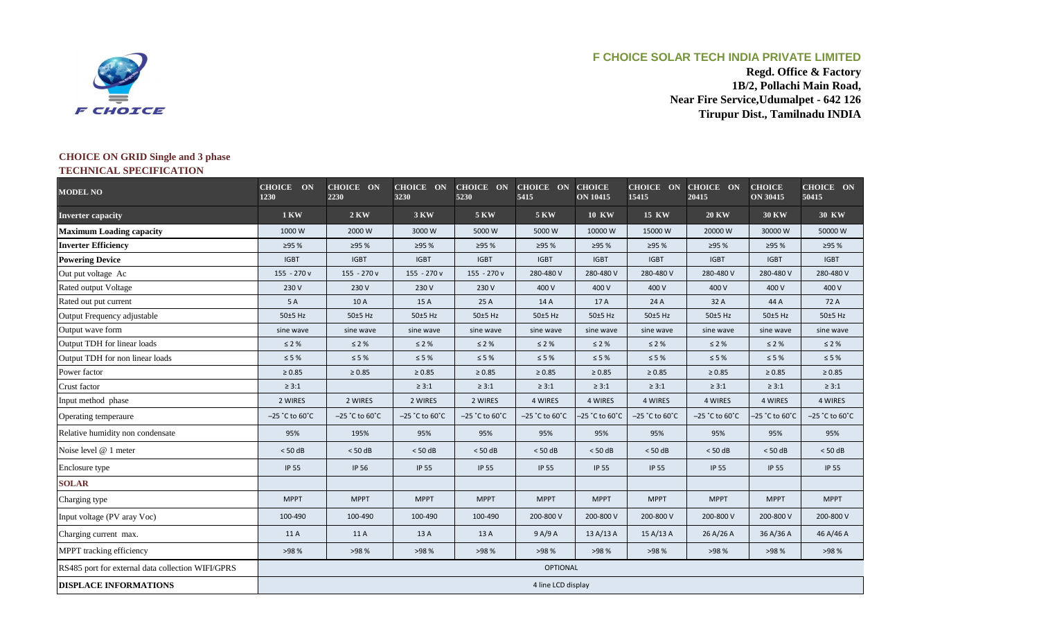F CHOICE

## F CHOICE SOLAR TECH INDIA PRIVATE LIMITED

**Regd. Office & Factory**
**1B/2, Pollachi Main Road,**
**Near Fire Service,Udumalpet - 642 126**
**Tirupur Dist., Tamilnadu INDIA**

### CHOICE ON GRID Single and 3 phase
### TECHNICAL SPECIFICATION

| MODEL NO | CHOICE ON 1230 | CHOICE ON 2230 | CHOICE ON 3230 | CHOICE ON 5230 | CHOICE ON 5415 | CHOICE ON 10415 | CHOICE ON 15415 | CHOICE ON 20415 | CHOICE ON 30415 | CHOICE ON 50415 |
|---|---|---|---|---|---|---|---|---|---|---|
| **Inverter capacity** | 1 KW | 2 KW | 3 KW | 5 KW | 5 KW | 10 KW | 15 KW | 20 KW | 30 KW | 30 KW |
| **Maximum Loading capacity** | 1000 W | 2000 W | 3000 W | 5000 W | 5000 W | 10000 W | 15000 W | 20000 W | 30000 W | 50000 W |
| **Inverter Efficiency** | ≥95 % | ≥95 % | ≥95 % | ≥95 % | ≥95 % | ≥95 % | ≥95 % | ≥95 % | ≥95 % | ≥95 % |
| **Powering Device** | IGBT | IGBT | IGBT | IGBT | IGBT | IGBT | IGBT | IGBT | IGBT | IGBT |
| Out put voltage Ac | 155 - 270 v | 155 - 270 v | 155 - 270 v | 155 - 270 v | 280-480 V | 280-480 V | 280-480 V | 280-480 V | 280-480 V | 280-480 V |
| Rated output Voltage | 230 V | 230 V | 230 V | 230 V | 400 V | 400 V | 400 V | 400 V | 400 V | 400 V |
| Rated out put current | 5 A | 10 A | 15 A | 25 A | 14 A | 17 A | 24 A | 32 A | 44 A | 72 A |
| Output Frequency adjustable | 50±5 Hz | 50±5 Hz | 50±5 Hz | 50±5 Hz | 50±5 Hz | 50±5 Hz | 50±5 Hz | 50±5 Hz | 50±5 Hz | 50±5 Hz |
| Output wave form | sine wave | sine wave | sine wave | sine wave | sine wave | sine wave | sine wave | sine wave | sine wave | sine wave |
| Output TDH for linear loads | ≤ 2 % | ≤ 2 % | ≤ 2 % | ≤ 2 % | ≤ 2 % | ≤ 2 % | ≤ 2 % | ≤ 2 % | ≤ 2 % | ≤ 2 % |
| Output TDH for non linear loads | ≤ 5 % | ≤ 5 % | ≤ 5 % | ≤ 5 % | ≤ 5 % | ≤ 5 % | ≤ 5 % | ≤ 5 % | ≤ 5 % | ≤ 5 % |
| Power factor | ≥ 0.85 | ≥ 0.85 | ≥ 0.85 | ≥ 0.85 | ≥ 0.85 | ≥ 0.85 | ≥ 0.85 | ≥ 0.85 | ≥ 0.85 | ≥ 0.85 |
| Crust factor | ≥ 3:1 | | ≥ 3:1 | ≥ 3:1 | ≥ 3:1 | ≥ 3:1 | ≥ 3:1 | ≥ 3:1 | ≥ 3:1 | ≥ 3:1 |
| Input method phase | 2 WIRES | 2 WIRES | 2 WIRES | 2 WIRES | 4 WIRES | 4 WIRES | 4 WIRES | 4 WIRES | 4 WIRES | 4 WIRES |
| Operating temperaure | −25 ˚C to 60˚C | −25 ˚C to 60˚C | −25 ˚C to 60˚C | −25 ˚C to 60˚C | −25 ˚C to 60˚C | −25 ˚C to 60˚C | −25 ˚C to 60˚C | −25 ˚C to 60˚C | −25 ˚C to 60˚C | −25 ˚C to 60˚C |
| Relative humidity non condensate | 95% | 195% | 95% | 95% | 95% | 95% | 95% | 95% | 95% | 95% |
| Noise level @ 1 meter | < 50 dB | < 50 dB | < 50 dB | < 50 dB | < 50 dB | < 50 dB | < 50 dB | < 50 dB | < 50 dB | < 50 dB |
| Enclosure type | IP 55 | IP 56 | IP 55 | IP 55 | IP 55 | IP 55 | IP 55 | IP 55 | IP 55 | IP 55 |
| **SOLAR** | | | | | | | | | | |
| Charging type | MPPT | MPPT | MPPT | MPPT | MPPT | MPPT | MPPT | MPPT | MPPT | MPPT |
| Input voltage (PV aray Voc) | 100-490 | 100-490 | 100-490 | 100-490 | 200-800 V | 200-800 V | 200-800 V | 200-800 V | 200-800 V | 200-800 V |
| Charging current max. | 11 A | 11 A | 13 A | 13 A | 9 A/9 A | 13 A/13 A | 15 A/13 A | 26 A/26 A | 36 A/36 A | 46 A/46 A |
| MPPT tracking efficiency | >98 % | >98 % | >98 % | >98 % | >98 % | >98 % | >98 % | >98 % | >98 % | >98 % |
| RS485 port for external data collection WIFI/GPRS | OPTIONAL | | | | | | | | | |
| **DISPLACE INFORMATIONS** | 4 line LCD display | | | | | | | | | |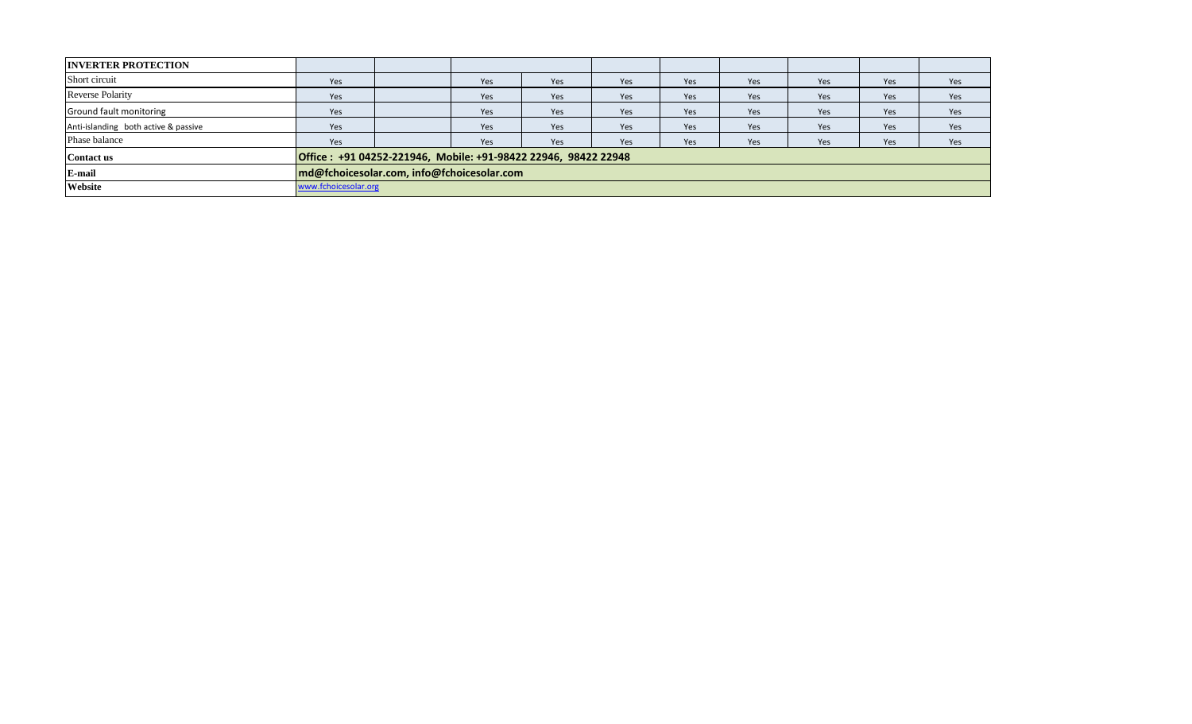| INVERTER PROTECTION | | | | | | | | | | |
|---|---|---|---|---|---|---|---|---|---|---|
| Short circuit | Yes | | Yes | Yes | Yes | Yes | Yes | Yes | Yes | Yes |
| Reverse Polarity | Yes | | Yes | Yes | Yes | Yes | Yes | Yes | Yes | Yes |
| Ground fault monitoring | Yes | | Yes | Yes | Yes | Yes | Yes | Yes | Yes | Yes |
| Anti-islanding both active & passive | Yes | | Yes | Yes | Yes | Yes | Yes | Yes | Yes | Yes |
| Phase balance | Yes | | Yes | Yes | Yes | Yes | Yes | Yes | Yes | Yes |
| **Contact us** | **Office : +91 04252-221946, Mobile: +91-98422 22946, 98422 22948** | | | | | | | | | |
| **E-mail** | **md@fchoicesolar.com, info@fchoicesolar.com** | | | | | | | | | |
| **Website** | www.fchoicesolar.org | | | | | | | | | |